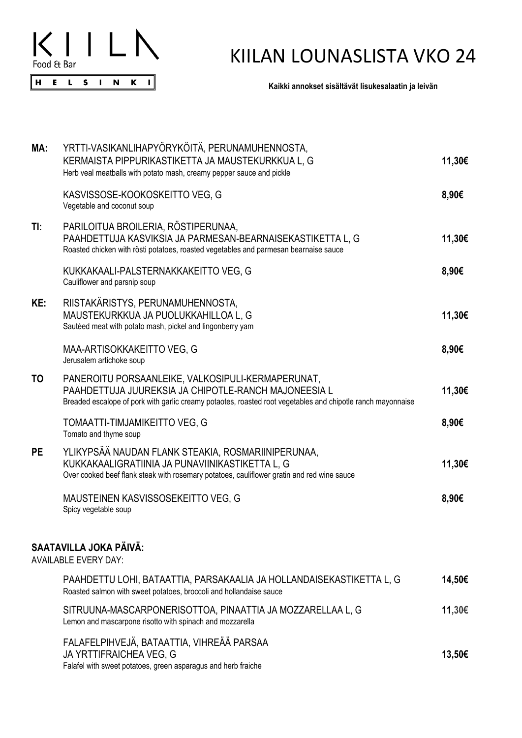KIILA Food & Bar HELSINKI

# KIILAN LOUNASLISTA VKO 24

**Kaikki annokset sisältävät lisukesalaatin ja leivän**

| | | |
|---|---|---|
| **MA:** | YRTTI-VASIKANLIHAPYÖRYKÖITÄ, PERUNAMUHENNOSTA, KERMAISTA PIPPURIKASTIKETTA JA MAUSTEKURKKUA L, G<br>Herb veal meatballs with potato mash, creamy pepper sauce and pickle | **11,30€** |
| | KASVISSOSE-KOOKOSKEITTO VEG, G<br>Vegetable and coconut soup | **8,90€** |
| **TI:** | PARILOITUA BROILERIA, RÖSTIPERUNAA, PAAHDETTUJA KASVIKSIA JA PARMESAN-BEARNAISEKASTIKETTA L, G<br>Roasted chicken with rösti potatoes, roasted vegetables and parmesan bearnaise sauce | **11,30€** |
| | KUKKAKAALI-PALSTERNAKKAKEITTO VEG, G<br>Cauliflower and parsnip soup | **8,90€** |
| **KE:** | RIISTAKÄRISTYS, PERUNAMUHENNOSTA, MAUSTEKURKKUA JA PUOLUKKAHILLOA L, G<br>Sautéed meat with potato mash, pickel and lingonberry yam | **11,30€** |
| | MAA-ARTISOKKAKEITTO VEG, G<br>Jerusalem artichoke soup | **8,90€** |
| **TO** | PANEROITU PORSAANLEIKE, VALKOSIPULI-KERMAPERUNAT, PAAHDETTUJA JUUREKSIA JA CHIPOTLE-RANCH MAJONEESIA L<br>Breaded escalope of pork with garlic creamy potaotes, roasted root vegetables and chipotle ranch mayonnaise | **11,30€** |
| | TOMAATTI-TIMJAMIKEITTO VEG, G<br>Tomato and thyme soup | **8,90€** |
| **PE** | YLIKYPSÄÄ NAUDAN FLANK STEAKIA, ROSMARIINIPERUNAA, KUKKAKAALIGRATIINIA JA PUNAVIINIKASTIKETTA L, G<br>Over cooked beef flank steak with rosemary potatoes, cauliflower gratin and red wine sauce | **11,30€** |
| | MAUSTEINEN KASVISSOSEKEITTO VEG, G<br>Spicy vegetable soup | **8,90€** |

## SAATAVILLA JOKA PÄIVÄ:

AVAILABLE EVERY DAY:

| | |
|---|---|
| PAAHDETTU LOHI, BATAATTIA, PARSAKAALIA JA HOLLANDAISEKASTIKETTA L, G<br>Roasted salmon with sweet potatoes, broccoli and hollandaise sauce | **14,50€** |
| SITRUUNA-MASCARPONERISOTTOA, PINAATTIA JA MOZZARELLAA L, G<br>Lemon and mascarpone risotto with spinach and mozzarella | **11,30€** |
| FALAFELPIHVEJÄ, BATAATTIA, VIHREÄÄ PARSAA JA YRTTIFRAICHEA VEG, G<br>Falafel with sweet potatoes, green asparagus and herb fraiche | **13,50€** |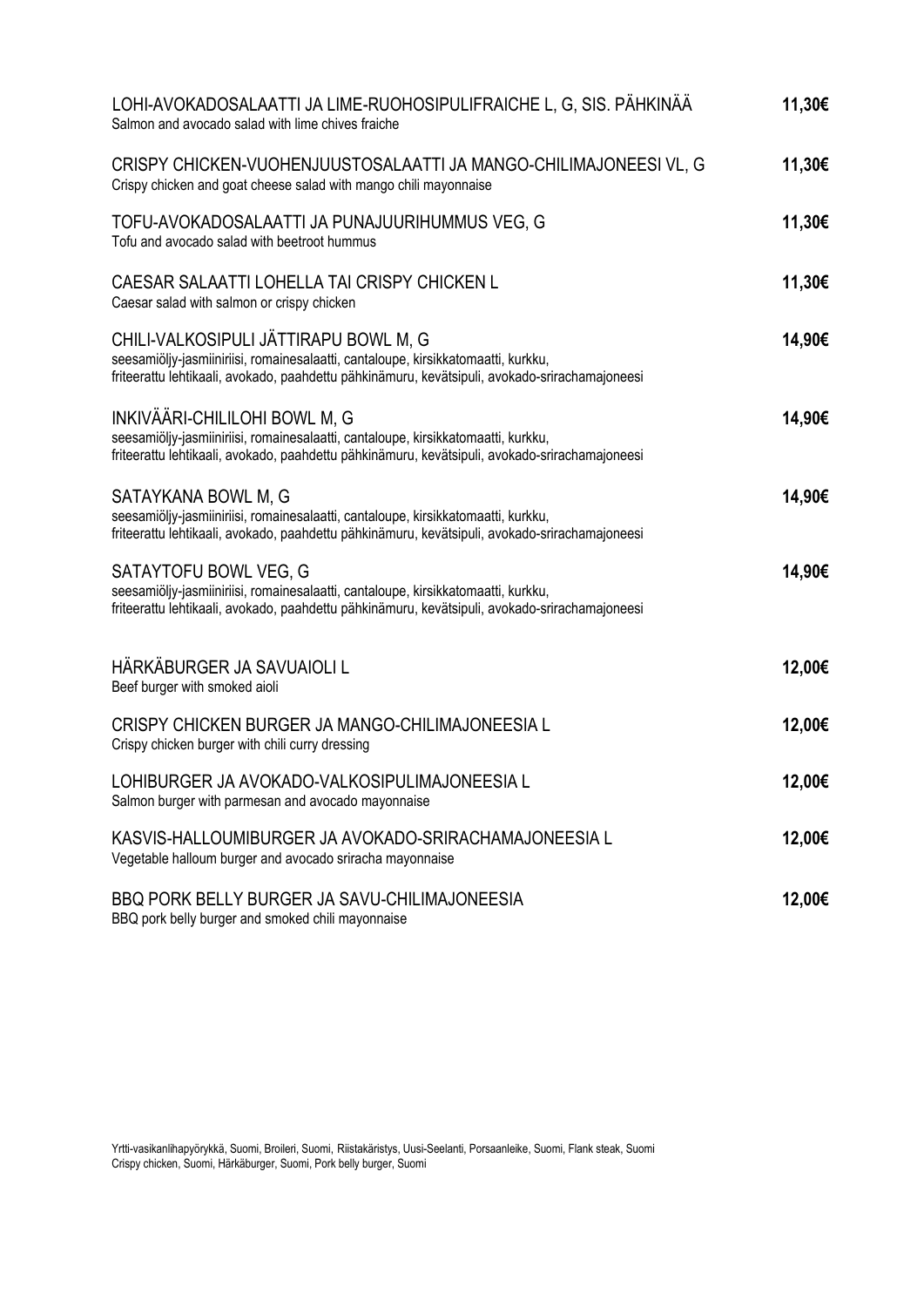**LOHI-AVOKADOSALAATTI JA LIME-RUOHOSIPULIFRAICHE L, G, SIS. PÄHKINÄÄ** — **11,30€**
Salmon and avocado salad with lime chives fraiche

**CRISPY CHICKEN-VUOHENJUUSTOSALAATTI JA MANGO-CHILIMAJONEESI VL, G** — **11,30€**
Crispy chicken and goat cheese salad with mango chili mayonnaise

**TOFU-AVOKADOSALAATTI JA PUNAJUURIHUMMUS VEG, G** — **11,30€**
Tofu and avocado salad with beetroot hummus

**CAESAR SALAATTI LOHELLA TAI CRISPY CHICKEN L** — **11,30€**
Caesar salad with salmon or crispy chicken

**CHILI-VALKOSIPULI JÄTTIRAPU BOWL M, G** — **14,90€**
seesamiöljy-jasmiiniriisi, romainesalaatti, cantaloupe, kirsikkatomaatti, kurkku, friteerattu lehtikaali, avokado, paahdettu pähkinämuru, kevätsipuli, avokado-srirachamajoneesi

**INKIVÄÄRI-CHILILOHI BOWL M, G** — **14,90€**
seesamiöljy-jasmiiniriisi, romainesalaatti, cantaloupe, kirsikkatomaatti, kurkku, friteerattu lehtikaali, avokado, paahdettu pähkinämuru, kevätsipuli, avokado-srirachamajoneesi

**SATAYKANA BOWL M, G** — **14,90€**
seesamiöljy-jasmiiniriisi, romainesalaatti, cantaloupe, kirsikkatomaatti, kurkku, friteerattu lehtikaali, avokado, paahdettu pähkinämuru, kevätsipuli, avokado-srirachamajoneesi

**SATAYTOFU BOWL VEG, G** — **14,90€**
seesamiöljy-jasmiiniriisi, romainesalaatti, cantaloupe, kirsikkatomaatti, kurkku, friteerattu lehtikaali, avokado, paahdettu pähkinämuru, kevätsipuli, avokado-srirachamajoneesi

**HÄRKÄBURGER JA SAVUAIOLI L** — **12,00€**
Beef burger with smoked aioli

**CRISPY CHICKEN BURGER JA MANGO-CHILIMAJONEESIA L** — **12,00€**
Crispy chicken burger with chili curry dressing

**LOHIBURGER JA AVOKADO-VALKOSIPULIMAJONEESIA L** — **12,00€**
Salmon burger with parmesan and avocado mayonnaise

**KASVIS-HALLOUMIBURGER JA AVOKADO-SRIRACHAMAJONEESIA L** — **12,00€**
Vegetable halloum burger and avocado sriracha mayonnaise

**BBQ PORK BELLY BURGER JA SAVU-CHILIMAJONEESIA** — **12,00€**
BBQ pork belly burger and smoked chili mayonnaise

Yrtti-vasikanlihapyörykkä, Suomi, Broileri, Suomi, Riistakäristys, Uusi-Seelanti, Porsaanleike, Suomi, Flank steak, Suomi
Crispy chicken, Suomi, Härkäburger, Suomi, Pork belly burger, Suomi